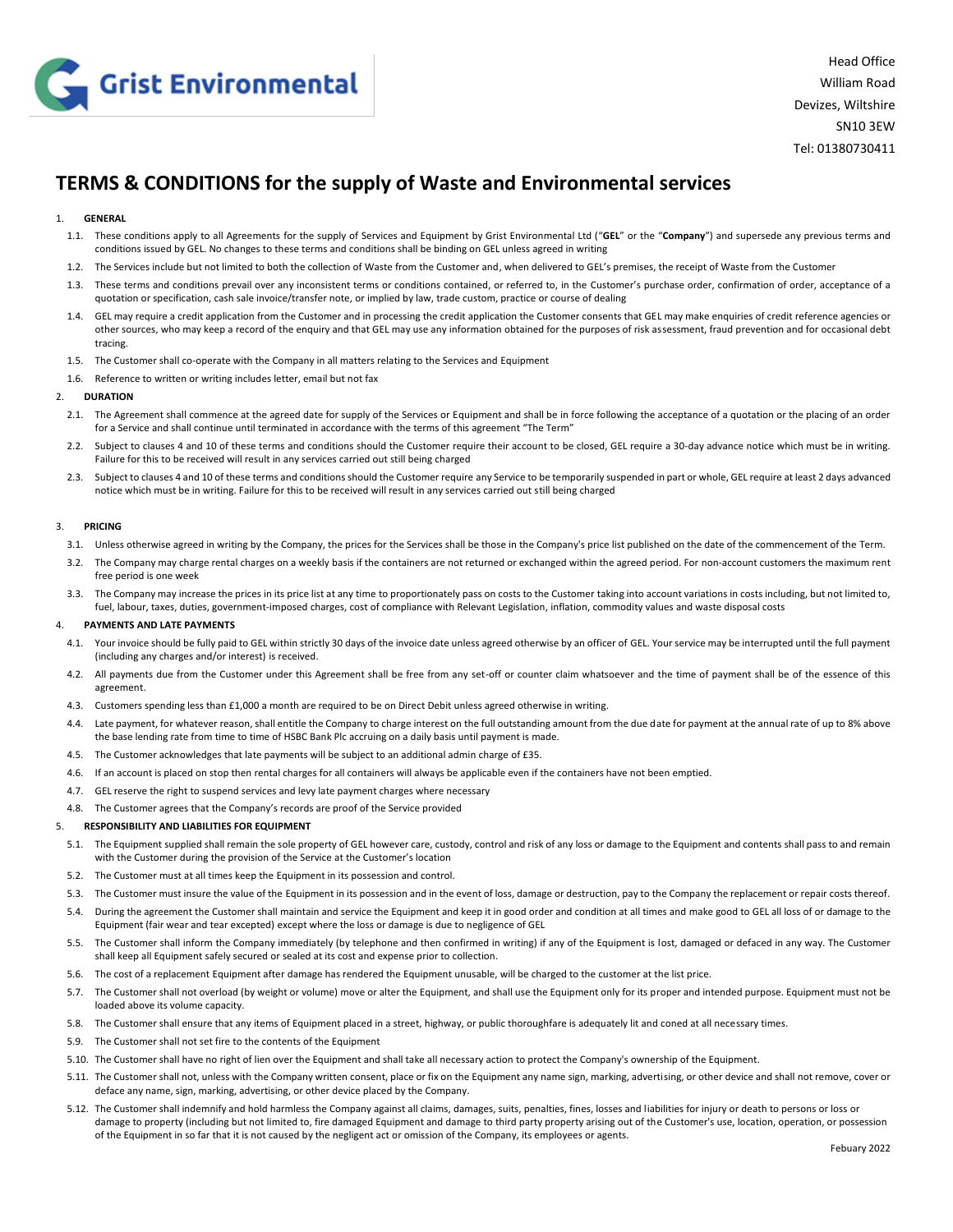Grist Environmental

Head Office
William Road
Devizes, Wiltshire
SN10 3EW
Tel: 01380730411

# TERMS & CONDITIONS for the supply of Waste and Environmental services

1. **GENERAL**

1.1. These conditions apply to all Agreements for the supply of Services and Equipment by Grist Environmental Ltd ("**GEL**" or the "**Company**") and supersede any previous terms and conditions issued by GEL. No changes to these terms and conditions shall be binding on GEL unless agreed in writing

1.2. The Services include but not limited to both the collection of Waste from the Customer and, when delivered to GEL's premises, the receipt of Waste from the Customer

1.3. These terms and conditions prevail over any inconsistent terms or conditions contained, or referred to, in the Customer's purchase order, confirmation of order, acceptance of a quotation or specification, cash sale invoice/transfer note, or implied by law, trade custom, practice or course of dealing

1.4. GEL may require a credit application from the Customer and in processing the credit application the Customer consents that GEL may make enquiries of credit reference agencies or other sources, who may keep a record of the enquiry and that GEL may use any information obtained for the purposes of risk assessment, fraud prevention and for occasional debt tracing.

1.5. The Customer shall co-operate with the Company in all matters relating to the Services and Equipment

1.6. Reference to written or writing includes letter, email but not fax

2. **DURATION**

2.1. The Agreement shall commence at the agreed date for supply of the Services or Equipment and shall be in force following the acceptance of a quotation or the placing of an order for a Service and shall continue until terminated in accordance with the terms of this agreement "The Term"

2.2. Subject to clauses 4 and 10 of these terms and conditions should the Customer require their account to be closed, GEL require a 30-day advance notice which must be in writing. Failure for this to be received will result in any services carried out still being charged

2.3. Subject to clauses 4 and 10 of these terms and conditions should the Customer require any Service to be temporarily suspended in part or whole, GEL require at least 2 days advanced notice which must be in writing. Failure for this to be received will result in any services carried out still being charged

3. **PRICING**

3.1. Unless otherwise agreed in writing by the Company, the prices for the Services shall be those in the Company's price list published on the date of the commencement of the Term.

3.2. The Company may charge rental charges on a weekly basis if the containers are not returned or exchanged within the agreed period. For non-account customers the maximum rent free period is one week

3.3. The Company may increase the prices in its price list at any time to proportionately pass on costs to the Customer taking into account variations in costs including, but not limited to, fuel, labour, taxes, duties, government-imposed charges, cost of compliance with Relevant Legislation, inflation, commodity values and waste disposal costs

4. **PAYMENTS AND LATE PAYMENTS**

4.1. Your invoice should be fully paid to GEL within strictly 30 days of the invoice date unless agreed otherwise by an officer of GEL. Your service may be interrupted until the full payment (including any charges and/or interest) is received.

4.2. All payments due from the Customer under this Agreement shall be free from any set-off or counter claim whatsoever and the time of payment shall be of the essence of this agreement.

4.3. Customers spending less than £1,000 a month are required to be on Direct Debit unless agreed otherwise in writing.

4.4. Late payment, for whatever reason, shall entitle the Company to charge interest on the full outstanding amount from the due date for payment at the annual rate of up to 8% above the base lending rate from time to time of HSBC Bank Plc accruing on a daily basis until payment is made.

4.5. The Customer acknowledges that late payments will be subject to an additional admin charge of £35.

4.6. If an account is placed on stop then rental charges for all containers will always be applicable even if the containers have not been emptied.

4.7. GEL reserve the right to suspend services and levy late payment charges where necessary

4.8. The Customer agrees that the Company's records are proof of the Service provided

5. **RESPONSIBILITY AND LIABILITIES FOR EQUIPMENT**

5.1. The Equipment supplied shall remain the sole property of GEL however care, custody, control and risk of any loss or damage to the Equipment and contents shall pass to and remain with the Customer during the provision of the Service at the Customer's location

5.2. The Customer must at all times keep the Equipment in its possession and control.

5.3. The Customer must insure the value of the Equipment in its possession and in the event of loss, damage or destruction, pay to the Company the replacement or repair costs thereof.

5.4. During the agreement the Customer shall maintain and service the Equipment and keep it in good order and condition at all times and make good to GEL all loss of or damage to the Equipment (fair wear and tear excepted) except where the loss or damage is due to negligence of GEL

5.5. The Customer shall inform the Company immediately (by telephone and then confirmed in writing) if any of the Equipment is lost, damaged or defaced in any way. The Customer shall keep all Equipment safely secured or sealed at its cost and expense prior to collection.

5.6. The cost of a replacement Equipment after damage has rendered the Equipment unusable, will be charged to the customer at the list price.

5.7. The Customer shall not overload (by weight or volume) move or alter the Equipment, and shall use the Equipment only for its proper and intended purpose. Equipment must not be loaded above its volume capacity.

5.8. The Customer shall ensure that any items of Equipment placed in a street, highway, or public thoroughfare is adequately lit and coned at all necessary times.

5.9. The Customer shall not set fire to the contents of the Equipment

5.10. The Customer shall have no right of lien over the Equipment and shall take all necessary action to protect the Company's ownership of the Equipment.

5.11. The Customer shall not, unless with the Company written consent, place or fix on the Equipment any name sign, marking, advertising, or other device and shall not remove, cover or deface any name, sign, marking, advertising, or other device placed by the Company.

5.12. The Customer shall indemnify and hold harmless the Company against all claims, damages, suits, penalties, fines, losses and liabilities for injury or death to persons or loss or damage to property (including but not limited to, fire damaged Equipment and damage to third party property arising out of the Customer's use, location, operation, or possession of the Equipment in so far that it is not caused by the negligent act or omission of the Company, its employees or agents.

Febuary 2022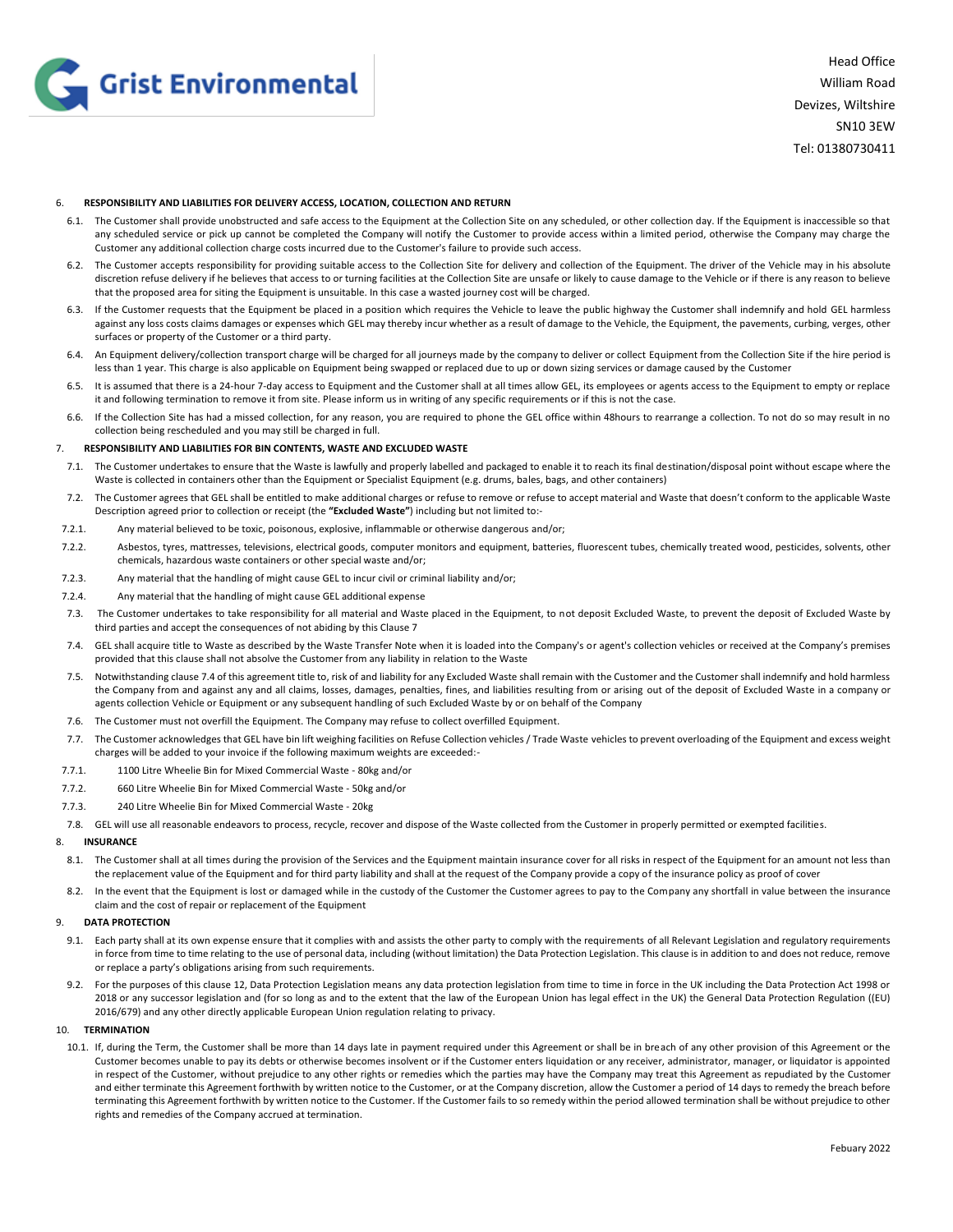## 6. RESPONSIBILITY AND LIABILITIES FOR DELIVERY ACCESS, LOCATION, COLLECTION AND RETURN

6.1. The Customer shall provide unobstructed and safe access to the Equipment at the Collection Site on any scheduled, or other collection day. If the Equipment is inaccessible so that any scheduled service or pick up cannot be completed the Company will notify the Customer to provide access within a limited period, otherwise the Company may charge the Customer any additional collection charge costs incurred due to the Customer's failure to provide such access.

6.2. The Customer accepts responsibility for providing suitable access to the Collection Site for delivery and collection of the Equipment. The driver of the Vehicle may in his absolute discretion refuse delivery if he believes that access to or turning facilities at the Collection Site are unsafe or likely to cause damage to the Vehicle or if there is any reason to believe that the proposed area for siting the Equipment is unsuitable. In this case a wasted journey cost will be charged.

6.3. If the Customer requests that the Equipment be placed in a position which requires the Vehicle to leave the public highway the Customer shall indemnify and hold GEL harmless against any loss costs claims damages or expenses which GEL may thereby incur whether as a result of damage to the Vehicle, the Equipment, the pavements, curbing, verges, other surfaces or property of the Customer or a third party.

6.4. An Equipment delivery/collection transport charge will be charged for all journeys made by the company to deliver or collect Equipment from the Collection Site if the hire period is less than 1 year. This charge is also applicable on Equipment being swapped or replaced due to up or down sizing services or damage caused by the Customer

6.5. It is assumed that there is a 24-hour 7-day access to Equipment and the Customer shall at all times allow GEL, its employees or agents access to the Equipment to empty or replace it and following termination to remove it from site. Please inform us in writing of any specific requirements or if this is not the case.

6.6. If the Collection Site has had a missed collection, for any reason, you are required to phone the GEL office within 48hours to rearrange a collection. To not do so may result in no collection being rescheduled and you may still be charged in full.

## 7. RESPONSIBILITY AND LIABILITIES FOR BIN CONTENTS, WASTE AND EXCLUDED WASTE

7.1. The Customer undertakes to ensure that the Waste is lawfully and properly labelled and packaged to enable it to reach its final destination/disposal point without escape where the Waste is collected in containers other than the Equipment or Specialist Equipment (e.g. drums, bales, bags, and other containers)

7.2. The Customer agrees that GEL shall be entitled to make additional charges or refuse to remove or refuse to accept material and Waste that doesn't conform to the applicable Waste Description agreed prior to collection or receipt (the **"Excluded Waste"**) including but not limited to:-

7.2.1. Any material believed to be toxic, poisonous, explosive, inflammable or otherwise dangerous and/or;

7.2.2. Asbestos, tyres, mattresses, televisions, electrical goods, computer monitors and equipment, batteries, fluorescent tubes, chemically treated wood, pesticides, solvents, other chemicals, hazardous waste containers or other special waste and/or;

7.2.3. Any material that the handling of might cause GEL to incur civil or criminal liability and/or;

7.2.4. Any material that the handling of might cause GEL additional expense

7.3. The Customer undertakes to take responsibility for all material and Waste placed in the Equipment, to not deposit Excluded Waste, to prevent the deposit of Excluded Waste by third parties and accept the consequences of not abiding by this Clause 7

7.4. GEL shall acquire title to Waste as described by the Waste Transfer Note when it is loaded into the Company's or agent's collection vehicles or received at the Company's premises provided that this clause shall not absolve the Customer from any liability in relation to the Waste

7.5. Notwithstanding clause 7.4 of this agreement title to, risk of and liability for any Excluded Waste shall remain with the Customer and the Customer shall indemnify and hold harmless the Company from and against any and all claims, losses, damages, penalties, fines, and liabilities resulting from or arising out of the deposit of Excluded Waste in a company or agents collection Vehicle or Equipment or any subsequent handling of such Excluded Waste by or on behalf of the Company

7.6. The Customer must not overfill the Equipment. The Company may refuse to collect overfilled Equipment.

7.7. The Customer acknowledges that GEL have bin lift weighing facilities on Refuse Collection vehicles / Trade Waste vehicles to prevent overloading of the Equipment and excess weight charges will be added to your invoice if the following maximum weights are exceeded:-

7.7.1. 1100 Litre Wheelie Bin for Mixed Commercial Waste - 80kg and/or

7.7.2. 660 Litre Wheelie Bin for Mixed Commercial Waste - 50kg and/or

7.7.3. 240 Litre Wheelie Bin for Mixed Commercial Waste - 20kg

7.8. GEL will use all reasonable endeavors to process, recycle, recover and dispose of the Waste collected from the Customer in properly permitted or exempted facilities.

## 8. INSURANCE

8.1. The Customer shall at all times during the provision of the Services and the Equipment maintain insurance cover for all risks in respect of the Equipment for an amount not less than the replacement value of the Equipment and for third party liability and shall at the request of the Company provide a copy of the insurance policy as proof of cover

8.2. In the event that the Equipment is lost or damaged while in the custody of the Customer the Customer agrees to pay to the Company any shortfall in value between the insurance claim and the cost of repair or replacement of the Equipment

## 9. DATA PROTECTION

9.1. Each party shall at its own expense ensure that it complies with and assists the other party to comply with the requirements of all Relevant Legislation and regulatory requirements in force from time to time relating to the use of personal data, including (without limitation) the Data Protection Legislation. This clause is in addition to and does not reduce, remove or replace a party's obligations arising from such requirements.

9.2. For the purposes of this clause 12, Data Protection Legislation means any data protection legislation from time to time in force in the UK including the Data Protection Act 1998 or 2018 or any successor legislation and (for so long as and to the extent that the law of the European Union has legal effect in the UK) the General Data Protection Regulation ((EU) 2016/679) and any other directly applicable European Union regulation relating to privacy.

## 10. TERMINATION

10.1. If, during the Term, the Customer shall be more than 14 days late in payment required under this Agreement or shall be in breach of any other provision of this Agreement or the Customer becomes unable to pay its debts or otherwise becomes insolvent or if the Customer enters liquidation or any receiver, administrator, manager, or liquidator is appointed in respect of the Customer, without prejudice to any other rights or remedies which the parties may have the Company may treat this Agreement as repudiated by the Customer and either terminate this Agreement forthwith by written notice to the Customer, or at the Company discretion, allow the Customer a period of 14 days to remedy the breach before terminating this Agreement forthwith by written notice to the Customer. If the Customer fails to so remedy within the period allowed termination shall be without prejudice to other rights and remedies of the Company accrued at termination.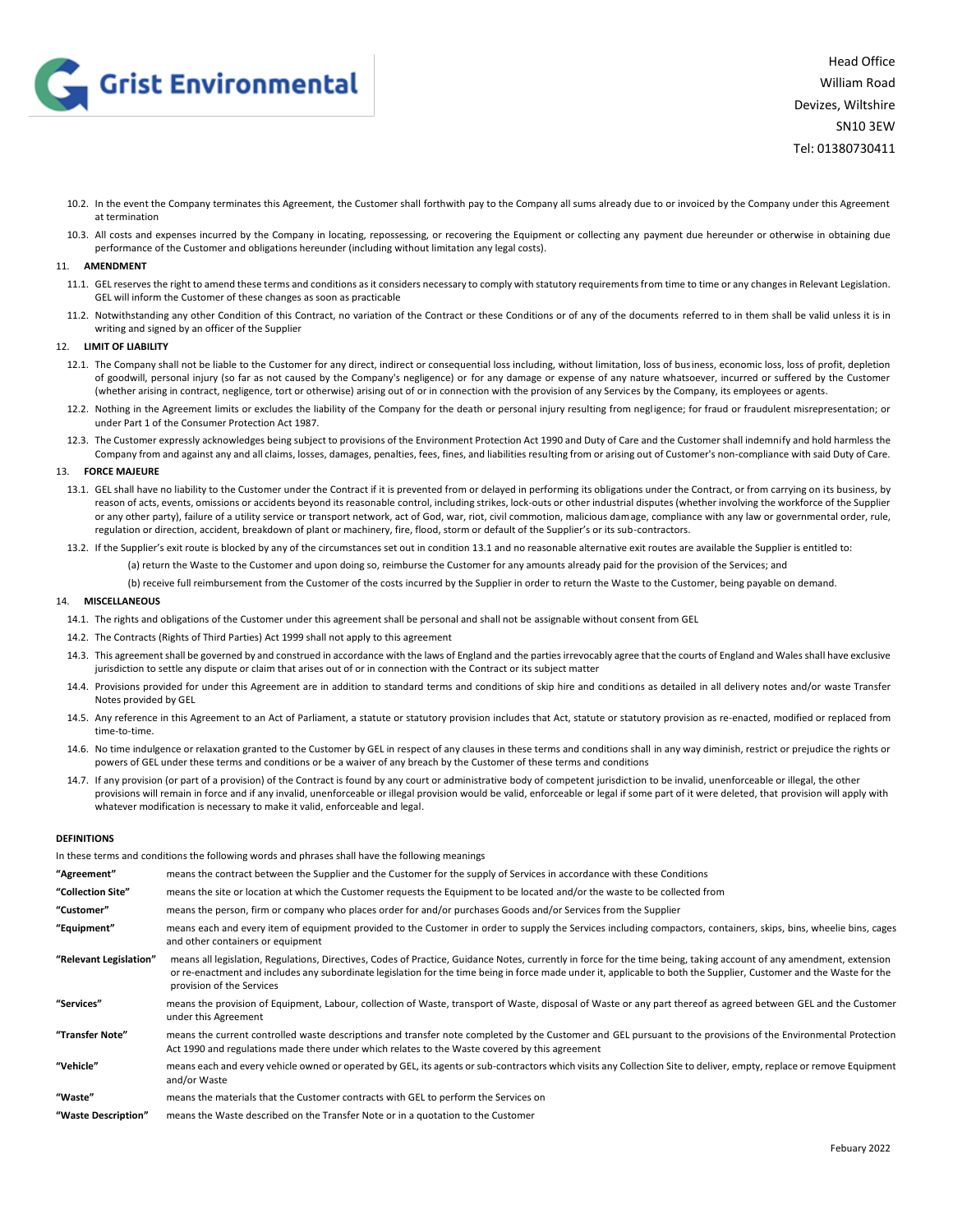10.2. In the event the Company terminates this Agreement, the Customer shall forthwith pay to the Company all sums already due to or invoiced by the Company under this Agreement at termination

10.3. All costs and expenses incurred by the Company in locating, repossessing, or recovering the Equipment or collecting any payment due hereunder or otherwise in obtaining due performance of the Customer and obligations hereunder (including without limitation any legal costs).

11. **AMENDMENT**

11.1. GEL reserves the right to amend these terms and conditions as it considers necessary to comply with statutory requirements from time to time or any changes in Relevant Legislation. GEL will inform the Customer of these changes as soon as practicable

11.2. Notwithstanding any other Condition of this Contract, no variation of the Contract or these Conditions or of any of the documents referred to in them shall be valid unless it is in writing and signed by an officer of the Supplier

12. **LIMIT OF LIABILITY**

12.1. The Company shall not be liable to the Customer for any direct, indirect or consequential loss including, without limitation, loss of business, economic loss, loss of profit, depletion of goodwill, personal injury (so far as not caused by the Company's negligence) or for any damage or expense of any nature whatsoever, incurred or suffered by the Customer (whether arising in contract, negligence, tort or otherwise) arising out of or in connection with the provision of any Services by the Company, its employees or agents.

12.2. Nothing in the Agreement limits or excludes the liability of the Company for the death or personal injury resulting from negligence; for fraud or fraudulent misrepresentation; or under Part 1 of the Consumer Protection Act 1987.

12.3. The Customer expressly acknowledges being subject to provisions of the Environment Protection Act 1990 and Duty of Care and the Customer shall indemnify and hold harmless the Company from and against any and all claims, losses, damages, penalties, fees, fines, and liabilities resulting from or arising out of Customer's non-compliance with said Duty of Care.

13. **FORCE MAJEURE**

13.1. GEL shall have no liability to the Customer under the Contract if it is prevented from or delayed in performing its obligations under the Contract, or from carrying on its business, by reason of acts, events, omissions or accidents beyond its reasonable control, including strikes, lock-outs or other industrial disputes (whether involving the workforce of the Supplier or any other party), failure of a utility service or transport network, act of God, war, riot, civil commotion, malicious damage, compliance with any law or governmental order, rule, regulation or direction, accident, breakdown of plant or machinery, fire, flood, storm or default of the Supplier's or its sub-contractors.

13.2. If the Supplier's exit route is blocked by any of the circumstances set out in condition 13.1 and no reasonable alternative exit routes are available the Supplier is entitled to:

(a) return the Waste to the Customer and upon doing so, reimburse the Customer for any amounts already paid for the provision of the Services; and

(b) receive full reimbursement from the Customer of the costs incurred by the Supplier in order to return the Waste to the Customer, being payable on demand.

14. **MISCELLANEOUS**

14.1. The rights and obligations of the Customer under this agreement shall be personal and shall not be assignable without consent from GEL

14.2. The Contracts (Rights of Third Parties) Act 1999 shall not apply to this agreement

14.3. This agreement shall be governed by and construed in accordance with the laws of England and the parties irrevocably agree that the courts of England and Wales shall have exclusive jurisdiction to settle any dispute or claim that arises out of or in connection with the Contract or its subject matter

14.4. Provisions provided for under this Agreement are in addition to standard terms and conditions of skip hire and conditions as detailed in all delivery notes and/or waste Transfer Notes provided by GEL

14.5. Any reference in this Agreement to an Act of Parliament, a statute or statutory provision includes that Act, statute or statutory provision as re-enacted, modified or replaced from time-to-time.

14.6. No time indulgence or relaxation granted to the Customer by GEL in respect of any clauses in these terms and conditions shall in any way diminish, restrict or prejudice the rights or powers of GEL under these terms and conditions or be a waiver of any breach by the Customer of these terms and conditions

14.7. If any provision (or part of a provision) of the Contract is found by any court or administrative body of competent jurisdiction to be invalid, unenforceable or illegal, the other provisions will remain in force and if any invalid, unenforceable or illegal provision would be valid, enforceable or legal if some part of it were deleted, that provision will apply with whatever modification is necessary to make it valid, enforceable and legal.

**DEFINITIONS**

In these terms and conditions the following words and phrases shall have the following meanings

| | |
|---|---|
| **"Agreement"** | means the contract between the Supplier and the Customer for the supply of Services in accordance with these Conditions |
| **"Collection Site"** | means the site or location at which the Customer requests the Equipment to be located and/or the waste to be collected from |
| **"Customer"** | means the person, firm or company who places order for and/or purchases Goods and/or Services from the Supplier |
| **"Equipment"** | means each and every item of equipment provided to the Customer in order to supply the Services including compactors, containers, skips, bins, wheelie bins, cages and other containers or equipment |
| **"Relevant Legislation"** | means all legislation, Regulations, Directives, Codes of Practice, Guidance Notes, currently in force for the time being, taking account of any amendment, extension or re-enactment and includes any subordinate legislation for the time being in force made under it, applicable to both the Supplier, Customer and the Waste for the provision of the Services |
| **"Services"** | means the provision of Equipment, Labour, collection of Waste, transport of Waste, disposal of Waste or any part thereof as agreed between GEL and the Customer under this Agreement |
| **"Transfer Note"** | means the current controlled waste descriptions and transfer note completed by the Customer and GEL pursuant to the provisions of the Environmental Protection Act 1990 and regulations made there under which relates to the Waste covered by this agreement |
| **"Vehicle"** | means each and every vehicle owned or operated by GEL, its agents or sub-contractors which visits any Collection Site to deliver, empty, replace or remove Equipment and/or Waste |
| **"Waste"** | means the materials that the Customer contracts with GEL to perform the Services on |
| **"Waste Description"** | means the Waste described on the Transfer Note or in a quotation to the Customer |

Febuary 2022